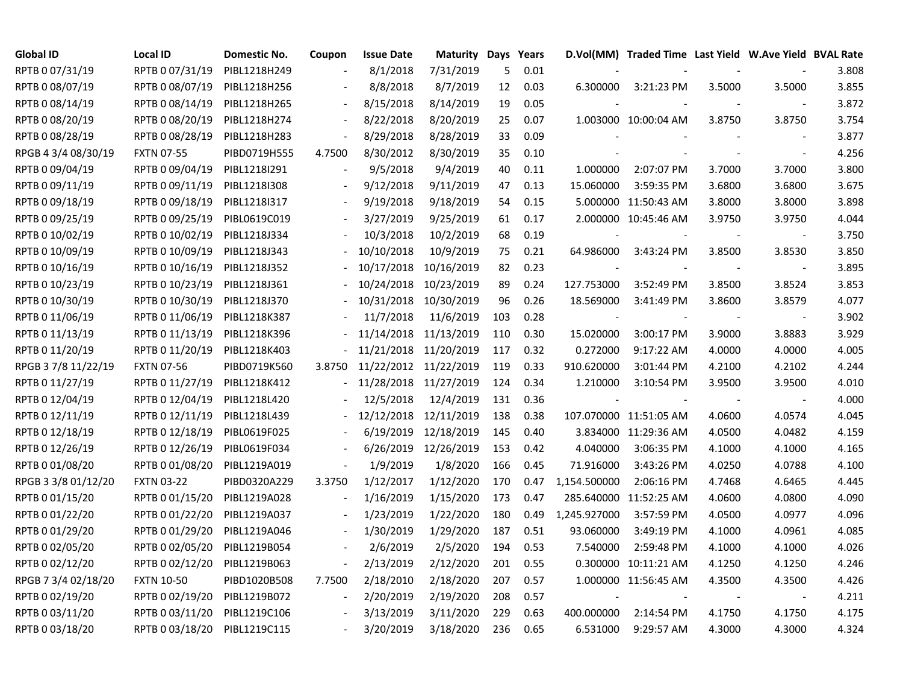| Global ID | Local ID | Domestic No. | Coupon | Issue Date | Maturity | Days | Years | D.Vol(MM) | Traded Time | Last Yield | W.Ave Yield | BVAL Rate |
|---|---|---|---|---|---|---|---|---|---|---|---|---|
| RPTB 0 07/31/19 | RPTB 0 07/31/19 | PIBL1218H249 | - | 8/1/2018 | 7/31/2019 | 5 | 0.01 | - | - | - | - | 3.808 |
| RPTB 0 08/07/19 | RPTB 0 08/07/19 | PIBL1218H256 | - | 8/8/2018 | 8/7/2019 | 12 | 0.03 | 6.300000 | 3:21:23 PM | 3.5000 | 3.5000 | 3.855 |
| RPTB 0 08/14/19 | RPTB 0 08/14/19 | PIBL1218H265 | - | 8/15/2018 | 8/14/2019 | 19 | 0.05 | - | - | - | - | 3.872 |
| RPTB 0 08/20/19 | RPTB 0 08/20/19 | PIBL1218H274 | - | 8/22/2018 | 8/20/2019 | 25 | 0.07 | 1.003000 | 10:00:04 AM | 3.8750 | 3.8750 | 3.754 |
| RPTB 0 08/28/19 | RPTB 0 08/28/19 | PIBL1218H283 | - | 8/29/2018 | 8/28/2019 | 33 | 0.09 | - | - | - | - | 3.877 |
| RPGB 4 3/4 08/30/19 | FXTN 07-55 | PIBD0719H555 | 4.7500 | 8/30/2012 | 8/30/2019 | 35 | 0.10 | - | - | - | - | 4.256 |
| RPTB 0 09/04/19 | RPTB 0 09/04/19 | PIBL1218I291 | - | 9/5/2018 | 9/4/2019 | 40 | 0.11 | 1.000000 | 2:07:07 PM | 3.7000 | 3.7000 | 3.800 |
| RPTB 0 09/11/19 | RPTB 0 09/11/19 | PIBL1218I308 | - | 9/12/2018 | 9/11/2019 | 47 | 0.13 | 15.060000 | 3:59:35 PM | 3.6800 | 3.6800 | 3.675 |
| RPTB 0 09/18/19 | RPTB 0 09/18/19 | PIBL1218I317 | - | 9/19/2018 | 9/18/2019 | 54 | 0.15 | 5.000000 | 11:50:43 AM | 3.8000 | 3.8000 | 3.898 |
| RPTB 0 09/25/19 | RPTB 0 09/25/19 | PIBL0619C019 | - | 3/27/2019 | 9/25/2019 | 61 | 0.17 | 2.000000 | 10:45:46 AM | 3.9750 | 3.9750 | 4.044 |
| RPTB 0 10/02/19 | RPTB 0 10/02/19 | PIBL1218J334 | - | 10/3/2018 | 10/2/2019 | 68 | 0.19 | - | - | - | - | 3.750 |
| RPTB 0 10/09/19 | RPTB 0 10/09/19 | PIBL1218J343 | - | 10/10/2018 | 10/9/2019 | 75 | 0.21 | 64.986000 | 3:43:24 PM | 3.8500 | 3.8530 | 3.850 |
| RPTB 0 10/16/19 | RPTB 0 10/16/19 | PIBL1218J352 | - | 10/17/2018 | 10/16/2019 | 82 | 0.23 | - | - | - | - | 3.895 |
| RPTB 0 10/23/19 | RPTB 0 10/23/19 | PIBL1218J361 | - | 10/24/2018 | 10/23/2019 | 89 | 0.24 | 127.753000 | 3:52:49 PM | 3.8500 | 3.8524 | 3.853 |
| RPTB 0 10/30/19 | RPTB 0 10/30/19 | PIBL1218J370 | - | 10/31/2018 | 10/30/2019 | 96 | 0.26 | 18.569000 | 3:41:49 PM | 3.8600 | 3.8579 | 4.077 |
| RPTB 0 11/06/19 | RPTB 0 11/06/19 | PIBL1218K387 | - | 11/7/2018 | 11/6/2019 | 103 | 0.28 | - | - | - | - | 3.902 |
| RPTB 0 11/13/19 | RPTB 0 11/13/19 | PIBL1218K396 | - | 11/14/2018 | 11/13/2019 | 110 | 0.30 | 15.020000 | 3:00:17 PM | 3.9000 | 3.8883 | 3.929 |
| RPTB 0 11/20/19 | RPTB 0 11/20/19 | PIBL1218K403 | - | 11/21/2018 | 11/20/2019 | 117 | 0.32 | 0.272000 | 9:17:22 AM | 4.0000 | 4.0000 | 4.005 |
| RPGB 3 7/8 11/22/19 | FXTN 07-56 | PIBD0719K560 | 3.8750 | 11/22/2012 | 11/22/2019 | 119 | 0.33 | 910.620000 | 3:01:44 PM | 4.2100 | 4.2102 | 4.244 |
| RPTB 0 11/27/19 | RPTB 0 11/27/19 | PIBL1218K412 | - | 11/28/2018 | 11/27/2019 | 124 | 0.34 | 1.210000 | 3:10:54 PM | 3.9500 | 3.9500 | 4.010 |
| RPTB 0 12/04/19 | RPTB 0 12/04/19 | PIBL1218L420 | - | 12/5/2018 | 12/4/2019 | 131 | 0.36 | - | - | - | - | 4.000 |
| RPTB 0 12/11/19 | RPTB 0 12/11/19 | PIBL1218L439 | - | 12/12/2018 | 12/11/2019 | 138 | 0.38 | 107.070000 | 11:51:05 AM | 4.0600 | 4.0574 | 4.045 |
| RPTB 0 12/18/19 | RPTB 0 12/18/19 | PIBL0619F025 | - | 6/19/2019 | 12/18/2019 | 145 | 0.40 | 3.834000 | 11:29:36 AM | 4.0500 | 4.0482 | 4.159 |
| RPTB 0 12/26/19 | RPTB 0 12/26/19 | PIBL0619F034 | - | 6/26/2019 | 12/26/2019 | 153 | 0.42 | 4.040000 | 3:06:35 PM | 4.1000 | 4.1000 | 4.165 |
| RPTB 0 01/08/20 | RPTB 0 01/08/20 | PIBL1219A019 | - | 1/9/2019 | 1/8/2020 | 166 | 0.45 | 71.916000 | 3:43:26 PM | 4.0250 | 4.0788 | 4.100 |
| RPGB 3 3/8 01/12/20 | FXTN 03-22 | PIBD0320A229 | 3.3750 | 1/12/2017 | 1/12/2020 | 170 | 0.47 | 1,154.500000 | 2:06:16 PM | 4.7468 | 4.6465 | 4.445 |
| RPTB 0 01/15/20 | RPTB 0 01/15/20 | PIBL1219A028 | - | 1/16/2019 | 1/15/2020 | 173 | 0.47 | 285.640000 | 11:52:25 AM | 4.0600 | 4.0800 | 4.090 |
| RPTB 0 01/22/20 | RPTB 0 01/22/20 | PIBL1219A037 | - | 1/23/2019 | 1/22/2020 | 180 | 0.49 | 1,245.927000 | 3:57:59 PM | 4.0500 | 4.0977 | 4.096 |
| RPTB 0 01/29/20 | RPTB 0 01/29/20 | PIBL1219A046 | - | 1/30/2019 | 1/29/2020 | 187 | 0.51 | 93.060000 | 3:49:19 PM | 4.1000 | 4.0961 | 4.085 |
| RPTB 0 02/05/20 | RPTB 0 02/05/20 | PIBL1219B054 | - | 2/6/2019 | 2/5/2020 | 194 | 0.53 | 7.540000 | 2:59:48 PM | 4.1000 | 4.1000 | 4.026 |
| RPTB 0 02/12/20 | RPTB 0 02/12/20 | PIBL1219B063 | - | 2/13/2019 | 2/12/2020 | 201 | 0.55 | 0.300000 | 10:11:21 AM | 4.1250 | 4.1250 | 4.246 |
| RPGB 7 3/4 02/18/20 | FXTN 10-50 | PIBD1020B508 | 7.7500 | 2/18/2010 | 2/18/2020 | 207 | 0.57 | 1.000000 | 11:56:45 AM | 4.3500 | 4.3500 | 4.426 |
| RPTB 0 02/19/20 | RPTB 0 02/19/20 | PIBL1219B072 | - | 2/20/2019 | 2/19/2020 | 208 | 0.57 | - | - | - | - | 4.211 |
| RPTB 0 03/11/20 | RPTB 0 03/11/20 | PIBL1219C106 | - | 3/13/2019 | 3/11/2020 | 229 | 0.63 | 400.000000 | 2:14:54 PM | 4.1750 | 4.1750 | 4.175 |
| RPTB 0 03/18/20 | RPTB 0 03/18/20 | PIBL1219C115 | - | 3/20/2019 | 3/18/2020 | 236 | 0.65 | 6.531000 | 9:29:57 AM | 4.3000 | 4.3000 | 4.324 |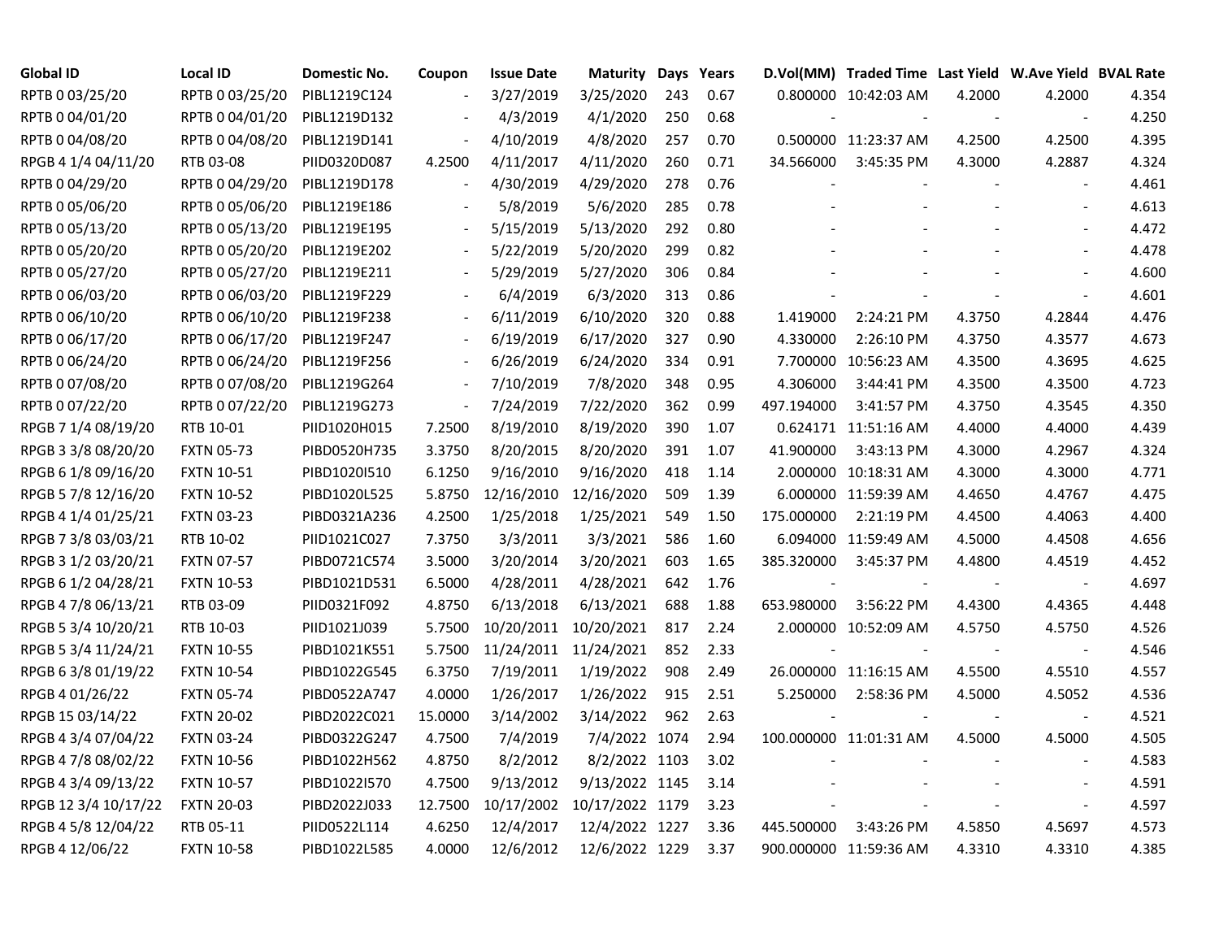| Global ID | Local ID | Domestic No. | Coupon | Issue Date | Maturity | Days | Years | D.Vol(MM) | Traded Time | Last Yield | W.Ave Yield | BVAL Rate |
|---|---|---|---|---|---|---|---|---|---|---|---|---|
| RPTB 0 03/25/20 | RPTB 0 03/25/20 | PIBL1219C124 | - | 3/27/2019 | 3/25/2020 | 243 | 0.67 | 0.800000 | 10:42:03 AM | 4.2000 | 4.2000 | 4.354 |
| RPTB 0 04/01/20 | RPTB 0 04/01/20 | PIBL1219D132 | - | 4/3/2019 | 4/1/2020 | 250 | 0.68 | - | - | - | - | 4.250 |
| RPTB 0 04/08/20 | RPTB 0 04/08/20 | PIBL1219D141 | - | 4/10/2019 | 4/8/2020 | 257 | 0.70 | 0.500000 | 11:23:37 AM | 4.2500 | 4.2500 | 4.395 |
| RPGB 4 1/4 04/11/20 | RTB 03-08 | PIID0320D087 | 4.2500 | 4/11/2017 | 4/11/2020 | 260 | 0.71 | 34.566000 | 3:45:35 PM | 4.3000 | 4.2887 | 4.324 |
| RPTB 0 04/29/20 | RPTB 0 04/29/20 | PIBL1219D178 | - | 4/30/2019 | 4/29/2020 | 278 | 0.76 | - | - | - | - | 4.461 |
| RPTB 0 05/06/20 | RPTB 0 05/06/20 | PIBL1219E186 | - | 5/8/2019 | 5/6/2020 | 285 | 0.78 | - | - | - | - | 4.613 |
| RPTB 0 05/13/20 | RPTB 0 05/13/20 | PIBL1219E195 | - | 5/15/2019 | 5/13/2020 | 292 | 0.80 | - | - | - | - | 4.472 |
| RPTB 0 05/20/20 | RPTB 0 05/20/20 | PIBL1219E202 | - | 5/22/2019 | 5/20/2020 | 299 | 0.82 | - | - | - | - | 4.478 |
| RPTB 0 05/27/20 | RPTB 0 05/27/20 | PIBL1219E211 | - | 5/29/2019 | 5/27/2020 | 306 | 0.84 | - | - | - | - | 4.600 |
| RPTB 0 06/03/20 | RPTB 0 06/03/20 | PIBL1219F229 | - | 6/4/2019 | 6/3/2020 | 313 | 0.86 | - | - | - | - | 4.601 |
| RPTB 0 06/10/20 | RPTB 0 06/10/20 | PIBL1219F238 | - | 6/11/2019 | 6/10/2020 | 320 | 0.88 | 1.419000 | 2:24:21 PM | 4.3750 | 4.2844 | 4.476 |
| RPTB 0 06/17/20 | RPTB 0 06/17/20 | PIBL1219F247 | - | 6/19/2019 | 6/17/2020 | 327 | 0.90 | 4.330000 | 2:26:10 PM | 4.3750 | 4.3577 | 4.673 |
| RPTB 0 06/24/20 | RPTB 0 06/24/20 | PIBL1219F256 | - | 6/26/2019 | 6/24/2020 | 334 | 0.91 | 7.700000 | 10:56:23 AM | 4.3500 | 4.3695 | 4.625 |
| RPTB 0 07/08/20 | RPTB 0 07/08/20 | PIBL1219G264 | - | 7/10/2019 | 7/8/2020 | 348 | 0.95 | 4.306000 | 3:44:41 PM | 4.3500 | 4.3500 | 4.723 |
| RPTB 0 07/22/20 | RPTB 0 07/22/20 | PIBL1219G273 | - | 7/24/2019 | 7/22/2020 | 362 | 0.99 | 497.194000 | 3:41:57 PM | 4.3750 | 4.3545 | 4.350 |
| RPGB 7 1/4 08/19/20 | RTB 10-01 | PIID1020H015 | 7.2500 | 8/19/2010 | 8/19/2020 | 390 | 1.07 | 0.624171 | 11:51:16 AM | 4.4000 | 4.4000 | 4.439 |
| RPGB 3 3/8 08/20/20 | FXTN 05-73 | PIBD0520H735 | 3.3750 | 8/20/2015 | 8/20/2020 | 391 | 1.07 | 41.900000 | 3:43:13 PM | 4.3000 | 4.2967 | 4.324 |
| RPGB 6 1/8 09/16/20 | FXTN 10-51 | PIBD1020I510 | 6.1250 | 9/16/2010 | 9/16/2020 | 418 | 1.14 | 2.000000 | 10:18:31 AM | 4.3000 | 4.3000 | 4.771 |
| RPGB 5 7/8 12/16/20 | FXTN 10-52 | PIBD1020L525 | 5.8750 | 12/16/2010 | 12/16/2020 | 509 | 1.39 | 6.000000 | 11:59:39 AM | 4.4650 | 4.4767 | 4.475 |
| RPGB 4 1/4 01/25/21 | FXTN 03-23 | PIBD0321A236 | 4.2500 | 1/25/2018 | 1/25/2021 | 549 | 1.50 | 175.000000 | 2:21:19 PM | 4.4500 | 4.4063 | 4.400 |
| RPGB 7 3/8 03/03/21 | RTB 10-02 | PIID1021C027 | 7.3750 | 3/3/2011 | 3/3/2021 | 586 | 1.60 | 6.094000 | 11:59:49 AM | 4.5000 | 4.4508 | 4.656 |
| RPGB 3 1/2 03/20/21 | FXTN 07-57 | PIBD0721C574 | 3.5000 | 3/20/2014 | 3/20/2021 | 603 | 1.65 | 385.320000 | 3:45:37 PM | 4.4800 | 4.4519 | 4.452 |
| RPGB 6 1/2 04/28/21 | FXTN 10-53 | PIBD1021D531 | 6.5000 | 4/28/2011 | 4/28/2021 | 642 | 1.76 | - | - | - | - | 4.697 |
| RPGB 4 7/8 06/13/21 | RTB 03-09 | PIID0321F092 | 4.8750 | 6/13/2018 | 6/13/2021 | 688 | 1.88 | 653.980000 | 3:56:22 PM | 4.4300 | 4.4365 | 4.448 |
| RPGB 5 3/4 10/20/21 | RTB 10-03 | PIID1021J039 | 5.7500 | 10/20/2011 | 10/20/2021 | 817 | 2.24 | 2.000000 | 10:52:09 AM | 4.5750 | 4.5750 | 4.526 |
| RPGB 5 3/4 11/24/21 | FXTN 10-55 | PIBD1021K551 | 5.7500 | 11/24/2011 | 11/24/2021 | 852 | 2.33 | - | - | - | - | 4.546 |
| RPGB 6 3/8 01/19/22 | FXTN 10-54 | PIBD1022G545 | 6.3750 | 7/19/2011 | 1/19/2022 | 908 | 2.49 | 26.000000 | 11:16:15 AM | 4.5500 | 4.5510 | 4.557 |
| RPGB 4 01/26/22 | FXTN 05-74 | PIBD0522A747 | 4.0000 | 1/26/2017 | 1/26/2022 | 915 | 2.51 | 5.250000 | 2:58:36 PM | 4.5000 | 4.5052 | 4.536 |
| RPGB 15 03/14/22 | FXTN 20-02 | PIBD2022C021 | 15.0000 | 3/14/2002 | 3/14/2022 | 962 | 2.63 | - | - | - | - | 4.521 |
| RPGB 4 3/4 07/04/22 | FXTN 03-24 | PIBD0322G247 | 4.7500 | 7/4/2019 | 7/4/2022 | 1074 | 2.94 | 100.000000 | 11:01:31 AM | 4.5000 | 4.5000 | 4.505 |
| RPGB 4 7/8 08/02/22 | FXTN 10-56 | PIBD1022H562 | 4.8750 | 8/2/2012 | 8/2/2022 | 1103 | 3.02 | - | - | - | - | 4.583 |
| RPGB 4 3/4 09/13/22 | FXTN 10-57 | PIBD1022I570 | 4.7500 | 9/13/2012 | 9/13/2022 | 1145 | 3.14 | - | - | - | - | 4.591 |
| RPGB 12 3/4 10/17/22 | FXTN 20-03 | PIBD2022J033 | 12.7500 | 10/17/2002 | 10/17/2022 | 1179 | 3.23 | - | - | - | - | 4.597 |
| RPGB 4 5/8 12/04/22 | RTB 05-11 | PIID0522L114 | 4.6250 | 12/4/2017 | 12/4/2022 | 1227 | 3.36 | 445.500000 | 3:43:26 PM | 4.5850 | 4.5697 | 4.573 |
| RPGB 4 12/06/22 | FXTN 10-58 | PIBD1022L585 | 4.0000 | 12/6/2012 | 12/6/2022 | 1229 | 3.37 | 900.000000 | 11:59:36 AM | 4.3310 | 4.3310 | 4.385 |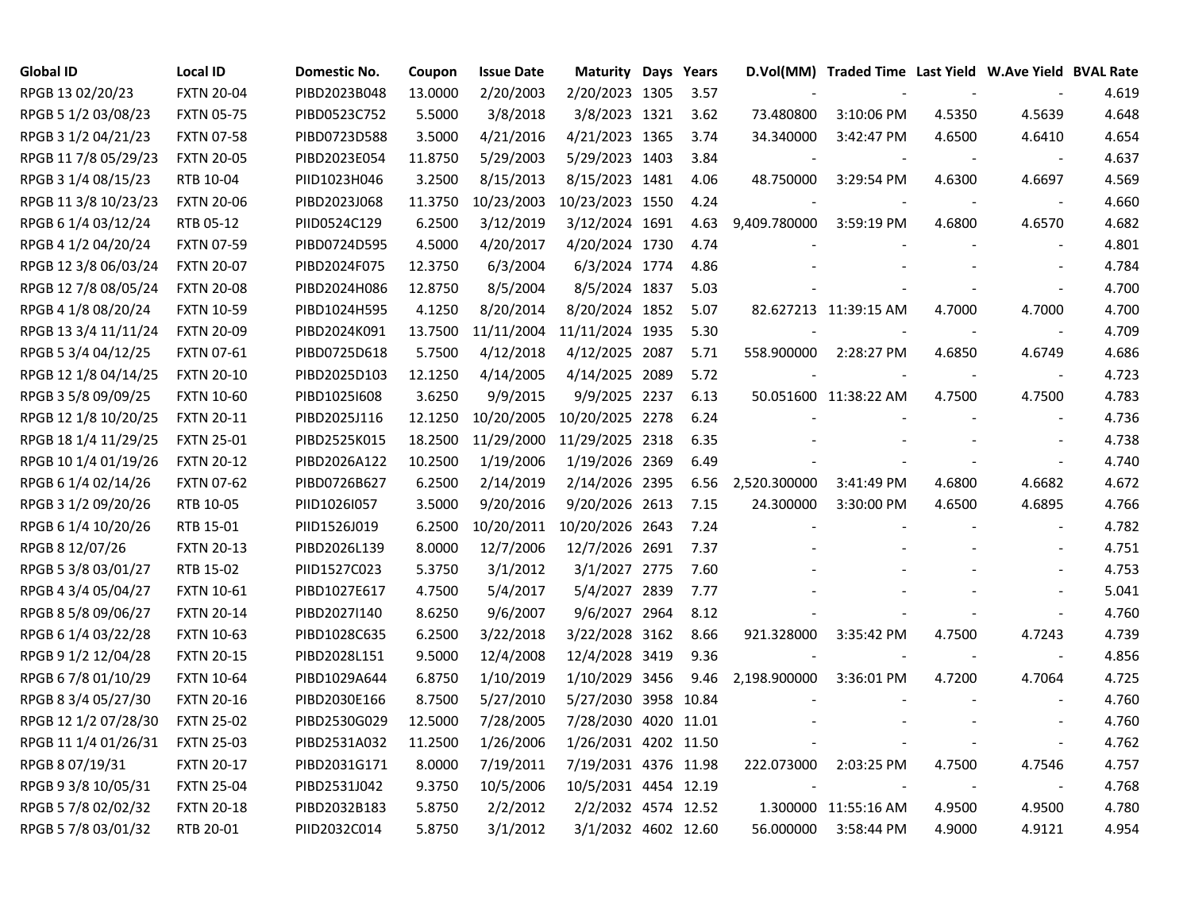| Global ID | Local ID | Domestic No. | Coupon | Issue Date | Maturity | Days | Years | D.Vol(MM) | Traded Time | Last Yield | W.Ave Yield | BVAL Rate |
|---|---|---|---|---|---|---|---|---|---|---|---|---|
| RPGB 13 02/20/23 | FXTN 20-04 | PIBD2023B048 | 13.0000 | 2/20/2003 | 2/20/2023 | 1305 | 3.57 | - | - | - | - | 4.619 |
| RPGB 5 1/2 03/08/23 | FXTN 05-75 | PIBD0523C752 | 5.5000 | 3/8/2018 | 3/8/2023 | 1321 | 3.62 | 73.480800 | 3:10:06 PM | 4.5350 | 4.5639 | 4.648 |
| RPGB 3 1/2 04/21/23 | FXTN 07-58 | PIBD0723D588 | 3.5000 | 4/21/2016 | 4/21/2023 | 1365 | 3.74 | 34.340000 | 3:42:47 PM | 4.6500 | 4.6410 | 4.654 |
| RPGB 11 7/8 05/29/23 | FXTN 20-05 | PIBD2023E054 | 11.8750 | 5/29/2003 | 5/29/2023 | 1403 | 3.84 | - | - | - | - | 4.637 |
| RPGB 3 1/4 08/15/23 | RTB 10-04 | PIID1023H046 | 3.2500 | 8/15/2013 | 8/15/2023 | 1481 | 4.06 | 48.750000 | 3:29:54 PM | 4.6300 | 4.6697 | 4.569 |
| RPGB 11 3/8 10/23/23 | FXTN 20-06 | PIBD2023J068 | 11.3750 | 10/23/2003 | 10/23/2023 | 1550 | 4.24 | - | - | - | - | 4.660 |
| RPGB 6 1/4 03/12/24 | RTB 05-12 | PIID0524C129 | 6.2500 | 3/12/2019 | 3/12/2024 | 1691 | 4.63 | 9,409.780000 | 3:59:19 PM | 4.6800 | 4.6570 | 4.682 |
| RPGB 4 1/2 04/20/24 | FXTN 07-59 | PIBD0724D595 | 4.5000 | 4/20/2017 | 4/20/2024 | 1730 | 4.74 | - | - | - | - | 4.801 |
| RPGB 12 3/8 06/03/24 | FXTN 20-07 | PIBD2024F075 | 12.3750 | 6/3/2004 | 6/3/2024 | 1774 | 4.86 | - | - | - | - | 4.784 |
| RPGB 12 7/8 08/05/24 | FXTN 20-08 | PIBD2024H086 | 12.8750 | 8/5/2004 | 8/5/2024 | 1837 | 5.03 | - | - | - | - | 4.700 |
| RPGB 4 1/8 08/20/24 | FXTN 10-59 | PIBD1024H595 | 4.1250 | 8/20/2014 | 8/20/2024 | 1852 | 5.07 | 82.627213 | 11:39:15 AM | 4.7000 | 4.7000 | 4.700 |
| RPGB 13 3/4 11/11/24 | FXTN 20-09 | PIBD2024K091 | 13.7500 | 11/11/2004 | 11/11/2024 | 1935 | 5.30 | - | - | - | - | 4.709 |
| RPGB 5 3/4 04/12/25 | FXTN 07-61 | PIBD0725D618 | 5.7500 | 4/12/2018 | 4/12/2025 | 2087 | 5.71 | 558.900000 | 2:28:27 PM | 4.6850 | 4.6749 | 4.686 |
| RPGB 12 1/8 04/14/25 | FXTN 20-10 | PIBD2025D103 | 12.1250 | 4/14/2005 | 4/14/2025 | 2089 | 5.72 | - | - | - | - | 4.723 |
| RPGB 3 5/8 09/09/25 | FXTN 10-60 | PIBD1025I608 | 3.6250 | 9/9/2015 | 9/9/2025 | 2237 | 6.13 | 50.051600 | 11:38:22 AM | 4.7500 | 4.7500 | 4.783 |
| RPGB 12 1/8 10/20/25 | FXTN 20-11 | PIBD2025J116 | 12.1250 | 10/20/2005 | 10/20/2025 | 2278 | 6.24 | - | - | - | - | 4.736 |
| RPGB 18 1/4 11/29/25 | FXTN 25-01 | PIBD2525K015 | 18.2500 | 11/29/2000 | 11/29/2025 | 2318 | 6.35 | - | - | - | - | 4.738 |
| RPGB 10 1/4 01/19/26 | FXTN 20-12 | PIBD2026A122 | 10.2500 | 1/19/2006 | 1/19/2026 | 2369 | 6.49 | - | - | - | - | 4.740 |
| RPGB 6 1/4 02/14/26 | FXTN 07-62 | PIBD0726B627 | 6.2500 | 2/14/2019 | 2/14/2026 | 2395 | 6.56 | 2,520.300000 | 3:41:49 PM | 4.6800 | 4.6682 | 4.672 |
| RPGB 3 1/2 09/20/26 | RTB 10-05 | PIID1026I057 | 3.5000 | 9/20/2016 | 9/20/2026 | 2613 | 7.15 | 24.300000 | 3:30:00 PM | 4.6500 | 4.6895 | 4.766 |
| RPGB 6 1/4 10/20/26 | RTB 15-01 | PIID1526J019 | 6.2500 | 10/20/2011 | 10/20/2026 | 2643 | 7.24 | - | - | - | - | 4.782 |
| RPGB 8 12/07/26 | FXTN 20-13 | PIBD2026L139 | 8.0000 | 12/7/2006 | 12/7/2026 | 2691 | 7.37 | - | - | - | - | 4.751 |
| RPGB 5 3/8 03/01/27 | RTB 15-02 | PIID1527C023 | 5.3750 | 3/1/2012 | 3/1/2027 | 2775 | 7.60 | - | - | - | - | 4.753 |
| RPGB 4 3/4 05/04/27 | FXTN 10-61 | PIBD1027E617 | 4.7500 | 5/4/2017 | 5/4/2027 | 2839 | 7.77 | - | - | - | - | 5.041 |
| RPGB 8 5/8 09/06/27 | FXTN 20-14 | PIBD2027I140 | 8.6250 | 9/6/2007 | 9/6/2027 | 2964 | 8.12 | - | - | - | - | 4.760 |
| RPGB 6 1/4 03/22/28 | FXTN 10-63 | PIBD1028C635 | 6.2500 | 3/22/2018 | 3/22/2028 | 3162 | 8.66 | 921.328000 | 3:35:42 PM | 4.7500 | 4.7243 | 4.739 |
| RPGB 9 1/2 12/04/28 | FXTN 20-15 | PIBD2028L151 | 9.5000 | 12/4/2008 | 12/4/2028 | 3419 | 9.36 | - | - | - | - | 4.856 |
| RPGB 6 7/8 01/10/29 | FXTN 10-64 | PIBD1029A644 | 6.8750 | 1/10/2019 | 1/10/2029 | 3456 | 9.46 | 2,198.900000 | 3:36:01 PM | 4.7200 | 4.7064 | 4.725 |
| RPGB 8 3/4 05/27/30 | FXTN 20-16 | PIBD2030E166 | 8.7500 | 5/27/2010 | 5/27/2030 | 3958 | 10.84 | - | - | - | - | 4.760 |
| RPGB 12 1/2 07/28/30 | FXTN 25-02 | PIBD2530G029 | 12.5000 | 7/28/2005 | 7/28/2030 | 4020 | 11.01 | - | - | - | - | 4.760 |
| RPGB 11 1/4 01/26/31 | FXTN 25-03 | PIBD2531A032 | 11.2500 | 1/26/2006 | 1/26/2031 | 4202 | 11.50 | - | - | - | - | 4.762 |
| RPGB 8 07/19/31 | FXTN 20-17 | PIBD2031G171 | 8.0000 | 7/19/2011 | 7/19/2031 | 4376 | 11.98 | 222.073000 | 2:03:25 PM | 4.7500 | 4.7546 | 4.757 |
| RPGB 9 3/8 10/05/31 | FXTN 25-04 | PIBD2531J042 | 9.3750 | 10/5/2006 | 10/5/2031 | 4454 | 12.19 | - | - | - | - | 4.768 |
| RPGB 5 7/8 02/02/32 | FXTN 20-18 | PIBD2032B183 | 5.8750 | 2/2/2012 | 2/2/2032 | 4574 | 12.52 | 1.300000 | 11:55:16 AM | 4.9500 | 4.9500 | 4.780 |
| RPGB 5 7/8 03/01/32 | RTB 20-01 | PIID2032C014 | 5.8750 | 3/1/2012 | 3/1/2032 | 4602 | 12.60 | 56.000000 | 3:58:44 PM | 4.9000 | 4.9121 | 4.954 |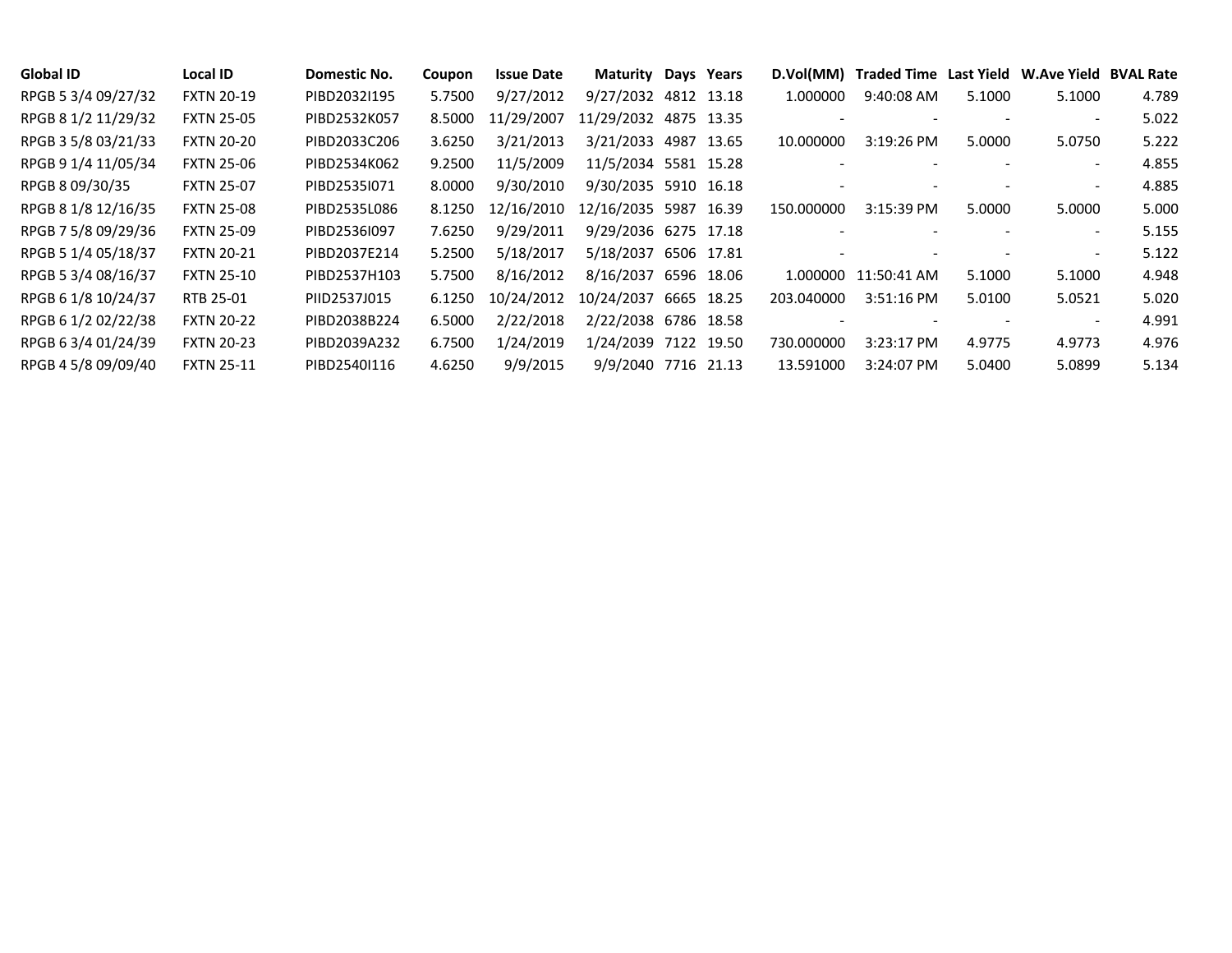| Global ID | Local ID | Domestic No. | Coupon | Issue Date | Maturity | Days | Years | D.Vol(MM) | Traded Time | Last Yield | W.Ave Yield | BVAL Rate |
|---|---|---|---|---|---|---|---|---|---|---|---|---|
| RPGB 5 3/4 09/27/32 | FXTN 20-19 | PIBD2032I195 | 5.7500 | 9/27/2012 | 9/27/2032 | 4812 | 13.18 | 1.000000 | 9:40:08 AM | 5.1000 | 5.1000 | 4.789 |
| RPGB 8 1/2 11/29/32 | FXTN 25-05 | PIBD2532K057 | 8.5000 | 11/29/2007 | 11/29/2032 | 4875 | 13.35 | - | - | - | - | 5.022 |
| RPGB 3 5/8 03/21/33 | FXTN 20-20 | PIBD2033C206 | 3.6250 | 3/21/2013 | 3/21/2033 | 4987 | 13.65 | 10.000000 | 3:19:26 PM | 5.0000 | 5.0750 | 5.222 |
| RPGB 9 1/4 11/05/34 | FXTN 25-06 | PIBD2534K062 | 9.2500 | 11/5/2009 | 11/5/2034 | 5581 | 15.28 | - | - | - | - | 4.855 |
| RPGB 8 09/30/35 | FXTN 25-07 | PIBD2535I071 | 8.0000 | 9/30/2010 | 9/30/2035 | 5910 | 16.18 | - | - | - | - | 4.885 |
| RPGB 8 1/8 12/16/35 | FXTN 25-08 | PIBD2535L086 | 8.1250 | 12/16/2010 | 12/16/2035 | 5987 | 16.39 | 150.000000 | 3:15:39 PM | 5.0000 | 5.0000 | 5.000 |
| RPGB 7 5/8 09/29/36 | FXTN 25-09 | PIBD2536I097 | 7.6250 | 9/29/2011 | 9/29/2036 | 6275 | 17.18 | - | - | - | - | 5.155 |
| RPGB 5 1/4 05/18/37 | FXTN 20-21 | PIBD2037E214 | 5.2500 | 5/18/2017 | 5/18/2037 | 6506 | 17.81 | - | - | - | - | 5.122 |
| RPGB 5 3/4 08/16/37 | FXTN 25-10 | PIBD2537H103 | 5.7500 | 8/16/2012 | 8/16/2037 | 6596 | 18.06 | 1.000000 | 11:50:41 AM | 5.1000 | 5.1000 | 4.948 |
| RPGB 6 1/8 10/24/37 | RTB 25-01 | PIID2537J015 | 6.1250 | 10/24/2012 | 10/24/2037 | 6665 | 18.25 | 203.040000 | 3:51:16 PM | 5.0100 | 5.0521 | 5.020 |
| RPGB 6 1/2 02/22/38 | FXTN 20-22 | PIBD2038B224 | 6.5000 | 2/22/2018 | 2/22/2038 | 6786 | 18.58 | - | - | - | - | 4.991 |
| RPGB 6 3/4 01/24/39 | FXTN 20-23 | PIBD2039A232 | 6.7500 | 1/24/2019 | 1/24/2039 | 7122 | 19.50 | 730.000000 | 3:23:17 PM | 4.9775 | 4.9773 | 4.976 |
| RPGB 4 5/8 09/09/40 | FXTN 25-11 | PIBD2540I116 | 4.6250 | 9/9/2015 | 9/9/2040 | 7716 | 21.13 | 13.591000 | 3:24:07 PM | 5.0400 | 5.0899 | 5.134 |